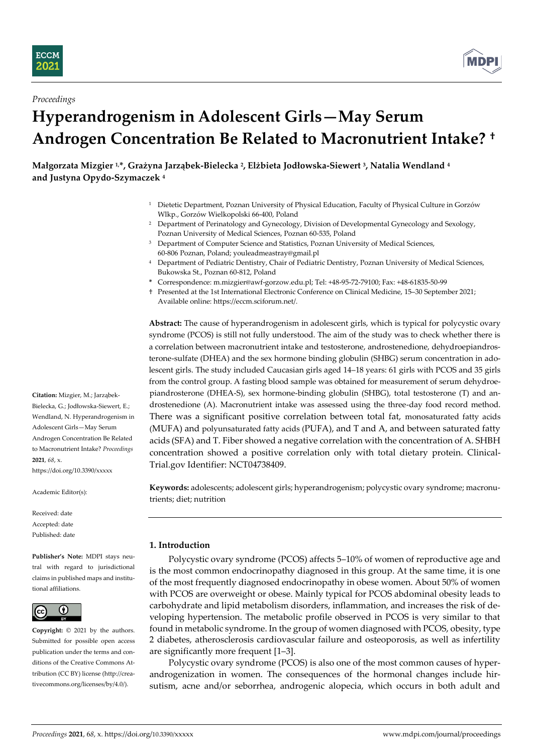*Proceedings*

# Hyperandrogenism in Adolescent Girls—May Serum Androgen Concentration Be Related to Macronutrient Intake? †

**Małgorzata Mizgier [1,*], Grażyna Jarząbek-Bielecka [2], Elżbieta Jodłowska-Siewert [3], Natalia Wendland [4] and Justyna Opydo-Szymaczek [4]**

[1] Dietetic Department, Poznan University of Physical Education, Faculty of Physical Culture in Gorzów Wlkp., Gorzów Wielkopolski 66-400, Poland
[2] Department of Perinatology and Gynecology, Division of Developmental Gynecology and Sexology, Poznan University of Medical Sciences, Poznan 60-535, Poland
[3] Department of Computer Science and Statistics, Poznan University of Medical Sciences, 60-806 Poznan, Poland; youleadmeastray@gmail.pl
[4] Department of Pediatric Dentistry, Chair of Pediatric Dentistry, Poznan University of Medical Sciences, Bukowska St., Poznan 60-812, Poland
\* Correspondence: m.mizgier@awf-gorzow.edu.pl; Tel: +48-95-72-79100; Fax: +48-61835-50-99
† Presented at the 1st International Electronic Conference on Clinical Medicine, 15–30 September 2021; Available online: https://eccm.sciforum.net/.

**Abstract:** The cause of hyperandrogenism in adolescent girls, which is typical for polycystic ovary syndrome (PCOS) is still not fully understood. The aim of the study was to check whether there is a correlation between macronutrient intake and testosterone, androstenedione, dehydroepiandrosterone-sulfate (DHEA) and the sex hormone binding globulin (SHBG) serum concentration in adolescent girls. The study included Caucasian girls aged 14–18 years: 61 girls with PCOS and 35 girls from the control group. A fasting blood sample was obtained for measurement of serum dehydroepiandrosterone (DHEA-S), sex hormone-binding globulin (SHBG), total testosterone (T) and androstenedione (A). Macronutrient intake was assessed using the three-day food record method. There was a significant positive correlation between total fat, monosaturated fatty acids (MUFA) and polyunsaturated fatty acids (PUFA), and T and A, and between saturated fatty acids (SFA) and T. Fiber showed a negative correlation with the concentration of A. SHBH concentration showed a positive correlation only with total dietary protein. ClinicalTrial.gov Identifier: NCT04738409.

**Keywords:** adolescents; adolescent girls; hyperandrogenism; polycystic ovary syndrome; macronutrients; diet; nutrition

**Citation:** Mizgier, M.; Jarząbek-Bielecka, G.; Jodłowska-Siewert, E.; Wendland, N. Hyperandrogenism in Adolescent Girls—May Serum Androgen Concentration Be Related to Macronutrient Intake? *Proceedings* **2021**, *68*, x. https://doi.org/10.3390/xxxxx

Academic Editor(s):

Received: date
Accepted: date
Published: date

**Publisher's Note:** MDPI stays neutral with regard to jurisdictional claims in published maps and institutional affiliations.

**Copyright:** © 2021 by the authors. Submitted for possible open access publication under the terms and conditions of the Creative Commons Attribution (CC BY) license (http://creativecommons.org/licenses/by/4.0/).

## 1. Introduction

Polycystic ovary syndrome (PCOS) affects 5–10% of women of reproductive age and is the most common endocrinopathy diagnosed in this group. At the same time, it is one of the most frequently diagnosed endocrinopathy in obese women. About 50% of women with PCOS are overweight or obese. Mainly typical for PCOS abdominal obesity leads to carbohydrate and lipid metabolism disorders, inflammation, and increases the risk of developing hypertension. The metabolic profile observed in PCOS is very similar to that found in metabolic syndrome. In the group of women diagnosed with PCOS, obesity, type 2 diabetes, atherosclerosis cardiovascular failure and osteoporosis, as well as infertility are significantly more frequent [1–3].

Polycystic ovary syndrome (PCOS) is also one of the most common causes of hyperandrogenization in women. The consequences of the hormonal changes include hirsutism, acne and/or seborrhea, androgenic alopecia, which occurs in both adult and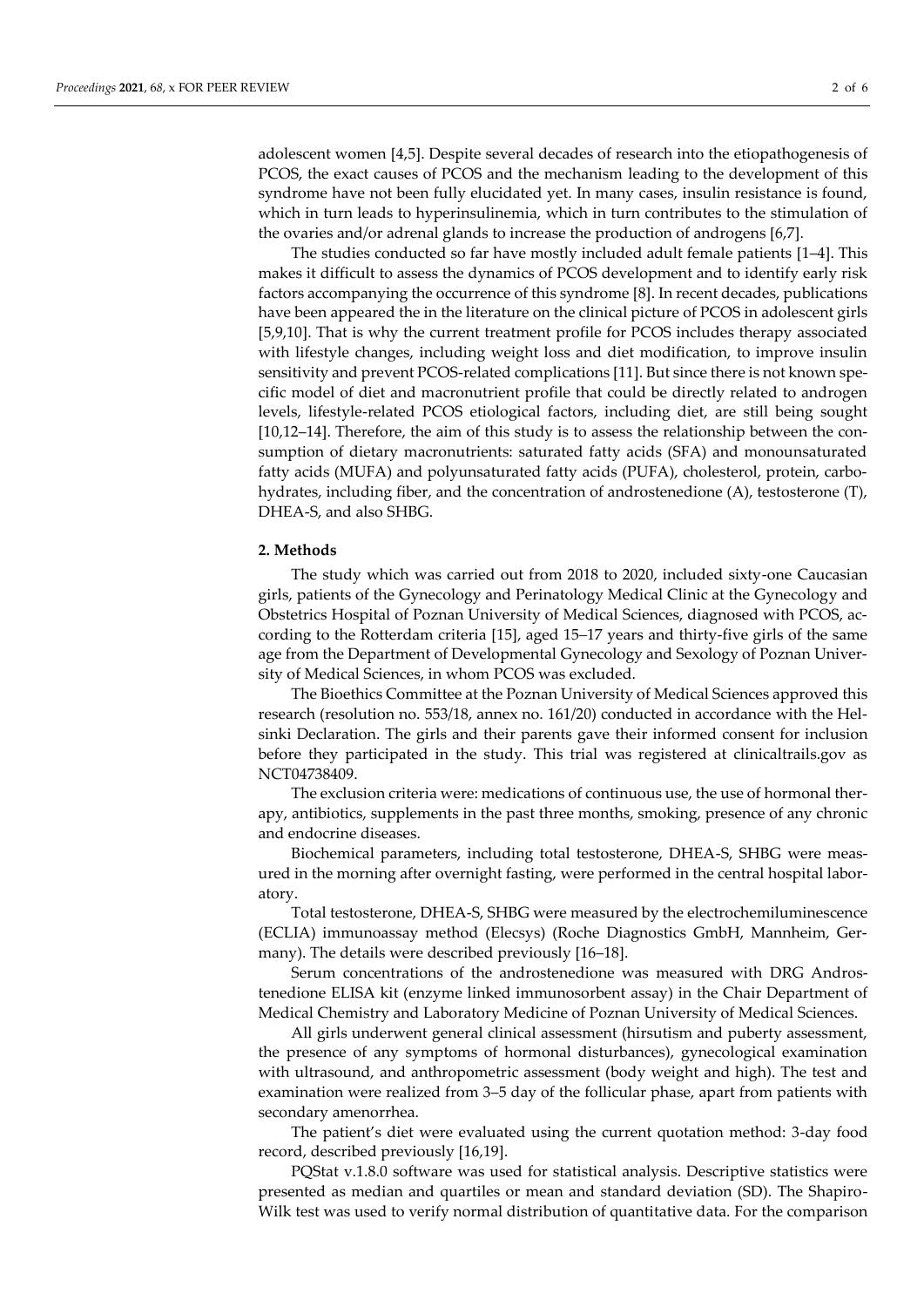adolescent women [4,5]. Despite several decades of research into the etiopathogenesis of PCOS, the exact causes of PCOS and the mechanism leading to the development of this syndrome have not been fully elucidated yet. In many cases, insulin resistance is found, which in turn leads to hyperinsulinemia, which in turn contributes to the stimulation of the ovaries and/or adrenal glands to increase the production of androgens [6,7].

The studies conducted so far have mostly included adult female patients [1–4]. This makes it difficult to assess the dynamics of PCOS development and to identify early risk factors accompanying the occurrence of this syndrome [8]. In recent decades, publications have been appeared the in the literature on the clinical picture of PCOS in adolescent girls [5,9,10]. That is why the current treatment profile for PCOS includes therapy associated with lifestyle changes, including weight loss and diet modification, to improve insulin sensitivity and prevent PCOS-related complications [11]. But since there is not known specific model of diet and macronutrient profile that could be directly related to androgen levels, lifestyle-related PCOS etiological factors, including diet, are still being sought [10,12–14]. Therefore, the aim of this study is to assess the relationship between the consumption of dietary macronutrients: saturated fatty acids (SFA) and monounsaturated fatty acids (MUFA) and polyunsaturated fatty acids (PUFA), cholesterol, protein, carbohydrates, including fiber, and the concentration of androstenedione (A), testosterone (T), DHEA-S, and also SHBG.

## 2. Methods

The study which was carried out from 2018 to 2020, included sixty-one Caucasian girls, patients of the Gynecology and Perinatology Medical Clinic at the Gynecology and Obstetrics Hospital of Poznan University of Medical Sciences, diagnosed with PCOS, according to the Rotterdam criteria [15], aged 15–17 years and thirty-five girls of the same age from the Department of Developmental Gynecology and Sexology of Poznan University of Medical Sciences, in whom PCOS was excluded.

The Bioethics Committee at the Poznan University of Medical Sciences approved this research (resolution no. 553/18, annex no. 161/20) conducted in accordance with the Helsinki Declaration. The girls and their parents gave their informed consent for inclusion before they participated in the study. This trial was registered at clinicaltrails.gov as NCT04738409.

The exclusion criteria were: medications of continuous use, the use of hormonal therapy, antibiotics, supplements in the past three months, smoking, presence of any chronic and endocrine diseases.

Biochemical parameters, including total testosterone, DHEA-S, SHBG were measured in the morning after overnight fasting, were performed in the central hospital laboratory.

Total testosterone, DHEA-S, SHBG were measured by the electrochemiluminescence (ECLIA) immunoassay method (Elecsys) (Roche Diagnostics GmbH, Mannheim, Germany). The details were described previously [16–18].

Serum concentrations of the androstenedione was measured with DRG Androstenedione ELISA kit (enzyme linked immunosorbent assay) in the Chair Department of Medical Chemistry and Laboratory Medicine of Poznan University of Medical Sciences.

All girls underwent general clinical assessment (hirsutism and puberty assessment, the presence of any symptoms of hormonal disturbances), gynecological examination with ultrasound, and anthropometric assessment (body weight and high). The test and examination were realized from 3–5 day of the follicular phase, apart from patients with secondary amenorrhea.

The patient's diet were evaluated using the current quotation method: 3-day food record, described previously [16,19].

PQStat v.1.8.0 software was used for statistical analysis. Descriptive statistics were presented as median and quartiles or mean and standard deviation (SD). The Shapiro-Wilk test was used to verify normal distribution of quantitative data. For the comparison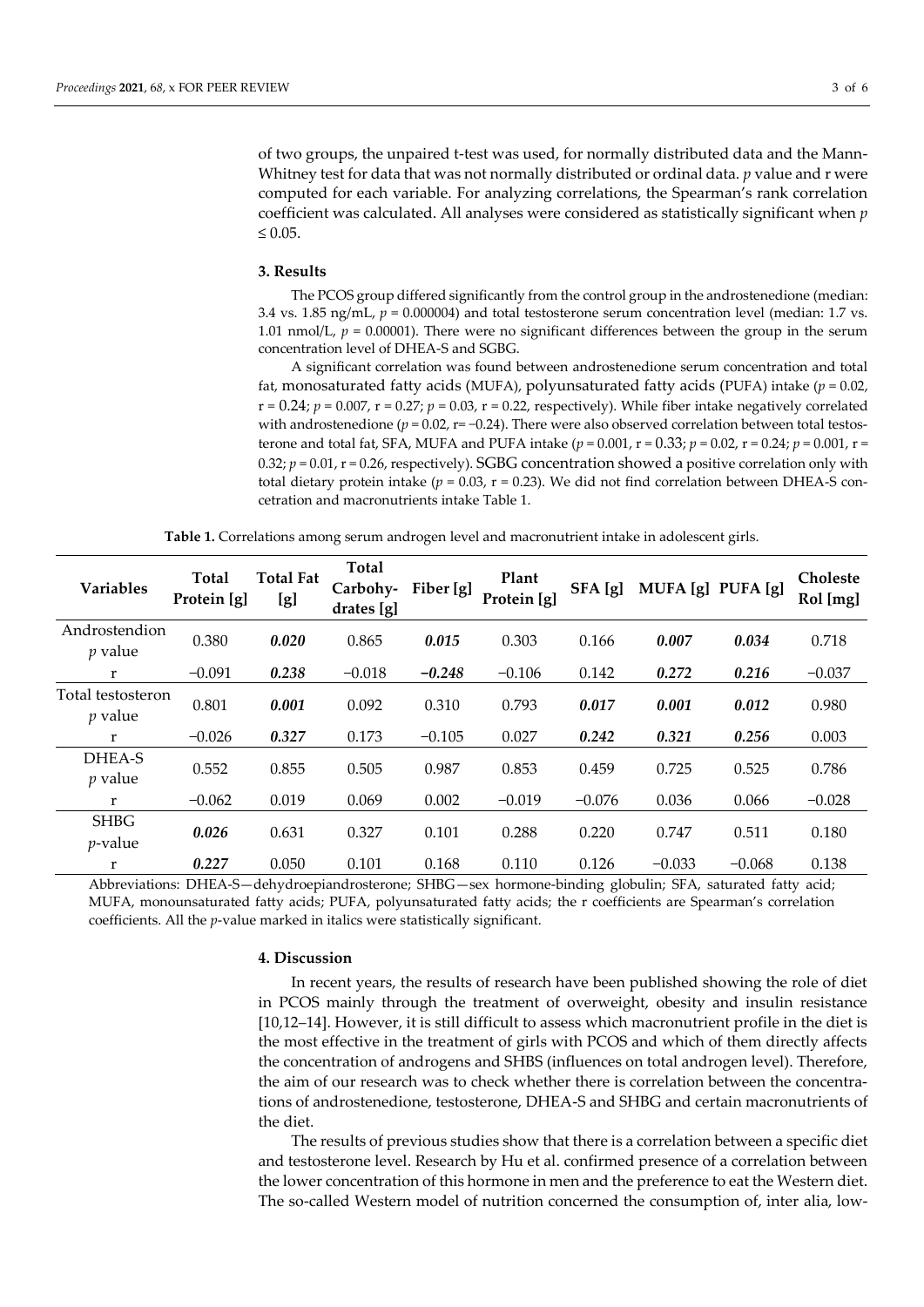of two groups, the unpaired t-test was used, for normally distributed data and the Mann-Whitney test for data that was not normally distributed or ordinal data. *p* value and r were computed for each variable. For analyzing correlations, the Spearman's rank correlation coefficient was calculated. All analyses were considered as statistically significant when $p \leq 0.05$.

## 3. Results

The PCOS group differed significantly from the control group in the androstenedione (median: 3.4 vs. 1.85 ng/mL, $p = 0.000004$) and total testosterone serum concentration level (median: 1.7 vs. 1.01 nmol/L, $p = 0.00001$). There were no significant differences between the group in the serum concentration level of DHEA-S and SGBG.

A significant correlation was found between androstenedione serum concentration and total fat, monosaturated fatty acids (MUFA), polyunsaturated fatty acids (PUFA) intake ($p = 0.02$, $r = 0.24$; $p = 0.007$, $r = 0.27$; $p = 0.03$, $r = 0.22$, respectively). While fiber intake negatively correlated with androstenedione ($p = 0.02$, $r = -0.24$). There were also observed correlation between total testosterone and total fat, SFA, MUFA and PUFA intake ($p = 0.001$, $r = 0.33$; $p = 0.02$, $r = 0.24$; $p = 0.001$, $r = 0.32$; $p = 0.01$, $r = 0.26$, respectively). SGBG concentration showed a positive correlation only with total dietary protein intake ($p = 0.03$, $r = 0.23$). We did not find correlation between DHEA-S concetration and macronutrients intake Table 1.

**Table 1.** Correlations among serum androgen level and macronutrient intake in adolescent girls.

| Variables | Total Protein [g] | Total Fat [g] | Total Carbohydrates [g] | Fiber [g] | Plant Protein [g] | SFA [g] | MUFA [g] | PUFA [g] | Cholesterol [mg] |
|---|---|---|---|---|---|---|---|---|---|
| Androstendion *p* value | 0.380 | ***0.020*** | 0.865 | ***0.015*** | 0.303 | 0.166 | ***0.007*** | ***0.034*** | 0.718 |
| r | −0.091 | ***0.238*** | −0.018 | ***−0.248*** | −0.106 | 0.142 | ***0.272*** | ***0.216*** | −0.037 |
| Total testosteron *p* value | 0.801 | ***0.001*** | 0.092 | 0.310 | 0.793 | ***0.017*** | ***0.001*** | ***0.012*** | 0.980 |
| r | −0.026 | ***0.327*** | 0.173 | −0.105 | 0.027 | ***0.242*** | ***0.321*** | ***0.256*** | 0.003 |
| DHEA-S *p* value | 0.552 | 0.855 | 0.505 | 0.987 | 0.853 | 0.459 | 0.725 | 0.525 | 0.786 |
| r | −0.062 | 0.019 | 0.069 | 0.002 | −0.019 | −0.076 | 0.036 | 0.066 | −0.028 |
| SHBG *p*-value | ***0.026*** | 0.631 | 0.327 | 0.101 | 0.288 | 0.220 | 0.747 | 0.511 | 0.180 |
| r | ***0.227*** | 0.050 | 0.101 | 0.168 | 0.110 | 0.126 | −0.033 | −0.068 | 0.138 |

Abbreviations: DHEA-S—dehydroepiandrosterone; SHBG—sex hormone-binding globulin; SFA, saturated fatty acid; MUFA, monounsaturated fatty acids; PUFA, polyunsaturated fatty acids; the r coefficients are Spearman's correlation coefficients. All the *p*-value marked in italics were statistically significant.

## 4. Discussion

In recent years, the results of research have been published showing the role of diet in PCOS mainly through the treatment of overweight, obesity and insulin resistance [10,12–14]. However, it is still difficult to assess which macronutrient profile in the diet is the most effective in the treatment of girls with PCOS and which of them directly affects the concentration of androgens and SHBS (influences on total androgen level). Therefore, the aim of our research was to check whether there is correlation between the concentrations of androstenedione, testosterone, DHEA-S and SHBG and certain macronutrients of the diet.

The results of previous studies show that there is a correlation between a specific diet and testosterone level. Research by Hu et al. confirmed presence of a correlation between the lower concentration of this hormone in men and the preference to eat the Western diet. The so-called Western model of nutrition concerned the consumption of, inter alia, low-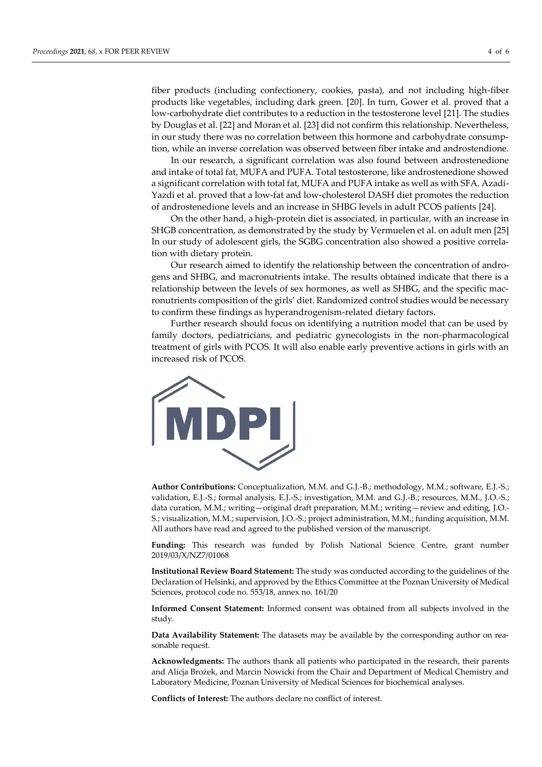fiber products (including confectionery, cookies, pasta), and not including high-fiber products like vegetables, including dark green. [20]. In turn, Gower et al. proved that a low-carbohydrate diet contributes to a reduction in the testosterone level [21]. The studies by Douglas et al. [22] and Moran et al. [23] did not confirm this relationship. Nevertheless, in our study there was no correlation between this hormone and carbohydrate consumption, while an inverse correlation was observed between fiber intake and androstendione.

In our research, a significant correlation was also found between androstenedione and intake of total fat, MUFA and PUFA. Total testosterone, like androstenedione showed a significant correlation with total fat, MUFA and PUFA intake as well as with SFA. Azadi-Yazdi et al. proved that a low-fat and low-cholesterol DASH diet promotes the reduction of androstenedione levels and an increase in SHBG levels in adult PCOS patients [24].

On the other hand, a high-protein diet is associated, in particular, with an increase in SHGB concentration, as demonstrated by the study by Vermuelen et al. on adult men [25] In our study of adolescent girls, the SGBG concentration also showed a positive correlation with dietary protein.

Our research aimed to identify the relationship between the concentration of androgens and SHBG, and macronutrients intake. The results obtained indicate that there is a relationship between the levels of sex hormones, as well as SHBG, and the specific macronutrients composition of the girls' diet. Randomized control studies would be necessary to confirm these findings as hyperandrogenism-related dietary factors.

Further research should focus on identifying a nutrition model that can be used by family doctors, pediatricians, and pediatric gynecologists in the non-pharmacological treatment of girls with PCOS. It will also enable early preventive actions in girls with an increased risk of PCOS.

**Author Contributions:** Conceptualization, M.M. and G.J.-B.; methodology, M.M.; software, E.J.-S.; validation, E.J.-S.; formal analysis, E.J.-S.; investigation, M.M. and G.J.-B.; resources, M.M., J.O.-S.; data curation, M.M.; writing—original draft preparation, M.M.; writing—review and editing, J.O.-S.; visualization, M.M.; supervision, J.O.-S.; project administration, M.M.; funding acquisition, M.M. All authors have read and agreed to the published version of the manuscript.

**Funding:** This research was funded by Polish National Science Centre, grant number 2019/03/X/NZ7/01068

**Institutional Review Board Statement:** The study was conducted according to the guidelines of the Declaration of Helsinki, and approved by the Ethics Committee at the Poznan University of Medical Sciences, protocol code no. 553/18, annex no. 161/20

**Informed Consent Statement:** Informed consent was obtained from all subjects involved in the study.

**Data Availability Statement:** The datasets may be available by the corresponding author on reasonable request.

**Acknowledgments:** The authors thank all patients who participated in the research, their parents and Alicja Brożek, and Marcin Nowicki from the Chair and Department of Medical Chemistry and Laboratory Medicine, Poznan University of Medical Sciences for biochemical analyses.

**Conflicts of Interest:** The authors declare no conflict of interest.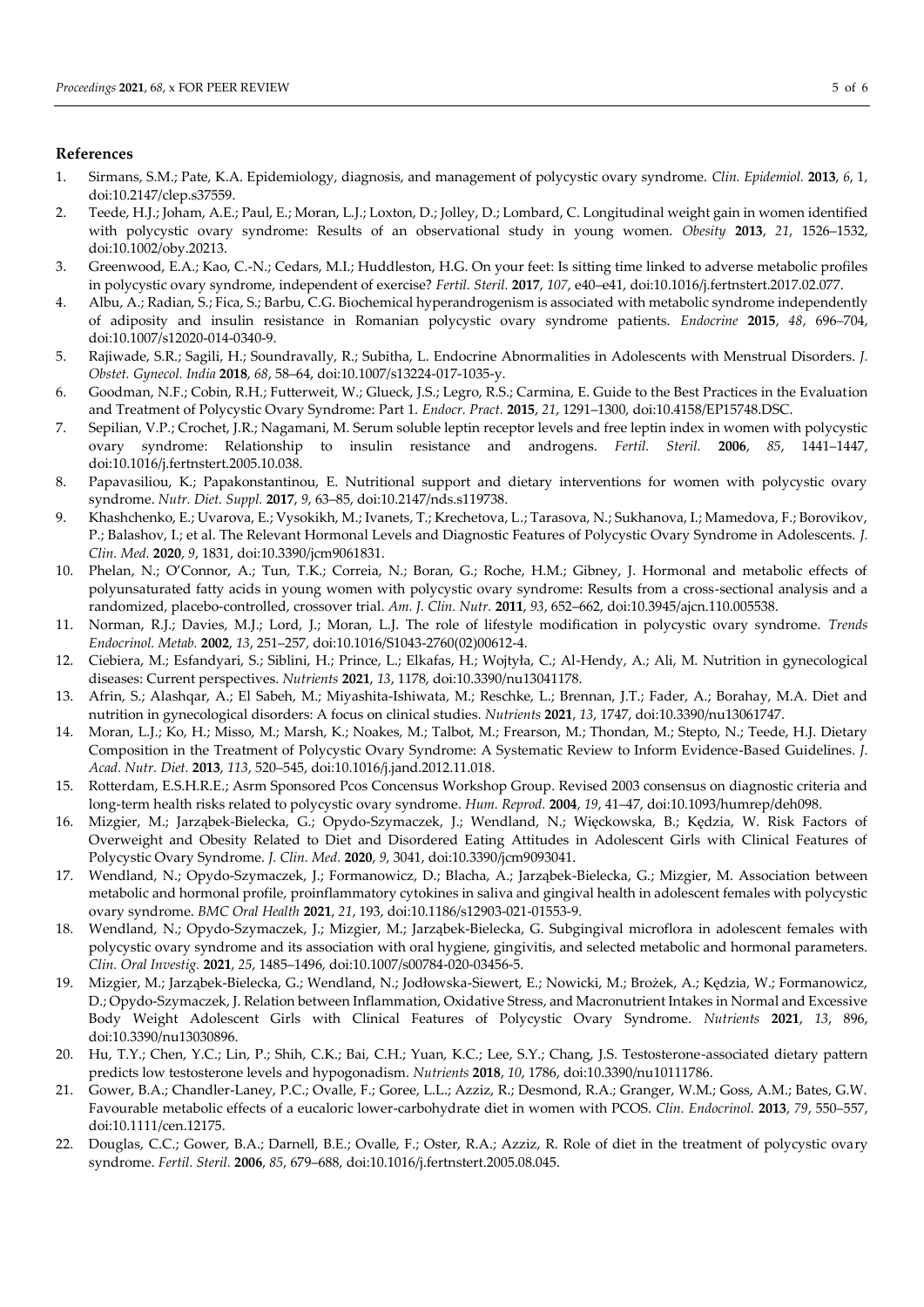## References

1. Sirmans, S.M.; Pate, K.A. Epidemiology, diagnosis, and management of polycystic ovary syndrome. *Clin. Epidemiol.* **2013**, *6*, 1, doi:10.2147/clep.s37559.
2. Teede, H.J.; Joham, A.E.; Paul, E.; Moran, L.J.; Loxton, D.; Jolley, D.; Lombard, C. Longitudinal weight gain in women identified with polycystic ovary syndrome: Results of an observational study in young women. *Obesity* **2013**, *21*, 1526–1532, doi:10.1002/oby.20213.
3. Greenwood, E.A.; Kao, C.-N.; Cedars, M.I.; Huddleston, H.G. On your feet: Is sitting time linked to adverse metabolic profiles in polycystic ovary syndrome, independent of exercise? *Fertil. Steril.* **2017**, *107*, e40–e41, doi:10.1016/j.fertnstert.2017.02.077.
4. Albu, A.; Radian, S.; Fica, S.; Barbu, C.G. Biochemical hyperandrogenism is associated with metabolic syndrome independently of adiposity and insulin resistance in Romanian polycystic ovary syndrome patients. *Endocrine* **2015**, *48*, 696–704, doi:10.1007/s12020-014-0340-9.
5. Rajiwade, S.R.; Sagili, H.; Soundravally, R.; Subitha, L. Endocrine Abnormalities in Adolescents with Menstrual Disorders. *J. Obstet. Gynecol. India* **2018**, *68*, 58–64, doi:10.1007/s13224-017-1035-y.
6. Goodman, N.F.; Cobin, R.H.; Futterweit, W.; Glueck, J.S.; Legro, R.S.; Carmina, E. Guide to the Best Practices in the Evaluation and Treatment of Polycystic Ovary Syndrome: Part 1. *Endocr. Pract.* **2015**, *21*, 1291–1300, doi:10.4158/EP15748.DSC.
7. Sepilian, V.P.; Crochet, J.R.; Nagamani, M. Serum soluble leptin receptor levels and free leptin index in women with polycystic ovary syndrome: Relationship to insulin resistance and androgens. *Fertil. Steril.* **2006**, *85*, 1441–1447, doi:10.1016/j.fertnstert.2005.10.038.
8. Papavasiliou, K.; Papakonstantinou, E. Nutritional support and dietary interventions for women with polycystic ovary syndrome. *Nutr. Diet. Suppl.* **2017**, *9*, 63–85, doi:10.2147/nds.s119738.
9. Khashchenko, E.; Uvarova, E.; Vysokikh, M.; Ivanets, T.; Krechetova, L.; Tarasova, N.; Sukhanova, I.; Mamedova, F.; Borovikov, P.; Balashov, I.; et al. The Relevant Hormonal Levels and Diagnostic Features of Polycystic Ovary Syndrome in Adolescents. *J. Clin. Med.* **2020**, *9*, 1831, doi:10.3390/jcm9061831.
10. Phelan, N.; O'Connor, A.; Tun, T.K.; Correia, N.; Boran, G.; Roche, H.M.; Gibney, J. Hormonal and metabolic effects of polyunsaturated fatty acids in young women with polycystic ovary syndrome: Results from a cross-sectional analysis and a randomized, placebo-controlled, crossover trial. *Am. J. Clin. Nutr.* **2011**, *93*, 652–662, doi:10.3945/ajcn.110.005538.
11. Norman, R.J.; Davies, M.J.; Lord, J.; Moran, L.J. The role of lifestyle modification in polycystic ovary syndrome. *Trends Endocrinol. Metab.* **2002**, *13*, 251–257, doi:10.1016/S1043-2760(02)00612-4.
12. Ciebiera, M.; Esfandyari, S.; Siblini, H.; Prince, L.; Elkafas, H.; Wojtyła, C.; Al-Hendy, A.; Ali, M. Nutrition in gynecological diseases: Current perspectives. *Nutrients* **2021**, *13*, 1178, doi:10.3390/nu13041178.
13. Afrin, S.; Alashqar, A.; El Sabeh, M.; Miyashita-Ishiwata, M.; Reschke, L.; Brennan, J.T.; Fader, A.; Borahay, M.A. Diet and nutrition in gynecological disorders: A focus on clinical studies. *Nutrients* **2021**, *13*, 1747, doi:10.3390/nu13061747.
14. Moran, L.J.; Ko, H.; Misso, M.; Marsh, K.; Noakes, M.; Talbot, M.; Frearson, M.; Thondan, M.; Stepto, N.; Teede, H.J. Dietary Composition in the Treatment of Polycystic Ovary Syndrome: A Systematic Review to Inform Evidence-Based Guidelines. *J. Acad. Nutr. Diet.* **2013**, *113*, 520–545, doi:10.1016/j.jand.2012.11.018.
15. Rotterdam, E.S.H.R.E.; Asrm Sponsored Pcos Concensus Workshop Group. Revised 2003 consensus on diagnostic criteria and long-term health risks related to polycystic ovary syndrome. *Hum. Reprod.* **2004**, *19*, 41–47, doi:10.1093/humrep/deh098.
16. Mizgier, M.; Jarząbek-Bielecka, G.; Opydo-Szymaczek, J.; Wendland, N.; Więckowska, B.; Kędzia, W. Risk Factors of Overweight and Obesity Related to Diet and Disordered Eating Attitudes in Adolescent Girls with Clinical Features of Polycystic Ovary Syndrome. *J. Clin. Med.* **2020**, *9*, 3041, doi:10.3390/jcm9093041.
17. Wendland, N.; Opydo-Szymaczek, J.; Formanowicz, D.; Blacha, A.; Jarząbek-Bielecka, G.; Mizgier, M. Association between metabolic and hormonal profile, proinflammatory cytokines in saliva and gingival health in adolescent females with polycystic ovary syndrome. *BMC Oral Health* **2021**, *21*, 193, doi:10.1186/s12903-021-01553-9.
18. Wendland, N.; Opydo-Szymaczek, J.; Mizgier, M.; Jarząbek-Bielecka, G. Subgingival microflora in adolescent females with polycystic ovary syndrome and its association with oral hygiene, gingivitis, and selected metabolic and hormonal parameters. *Clin. Oral Investig.* **2021**, *25*, 1485–1496, doi:10.1007/s00784-020-03456-5.
19. Mizgier, M.; Jarząbek-Bielecka, G.; Wendland, N.; Jodłowska-Siewert, E.; Nowicki, M.; Brożek, A.; Kędzia, W.; Formanowicz, D.; Opydo-Szymaczek, J. Relation between Inflammation, Oxidative Stress, and Macronutrient Intakes in Normal and Excessive Body Weight Adolescent Girls with Clinical Features of Polycystic Ovary Syndrome. *Nutrients* **2021**, *13*, 896, doi:10.3390/nu13030896.
20. Hu, T.Y.; Chen, Y.C.; Lin, P.; Shih, C.K.; Bai, C.H.; Yuan, K.C.; Lee, S.Y.; Chang, J.S. Testosterone-associated dietary pattern predicts low testosterone levels and hypogonadism. *Nutrients* **2018**, *10*, 1786, doi:10.3390/nu10111786.
21. Gower, B.A.; Chandler-Laney, P.C.; Ovalle, F.; Goree, L.L.; Azziz, R.; Desmond, R.A.; Granger, W.M.; Goss, A.M.; Bates, G.W. Favourable metabolic effects of a eucaloric lower-carbohydrate diet in women with PCOS. *Clin. Endocrinol.* **2013**, *79*, 550–557, doi:10.1111/cen.12175.
22. Douglas, C.C.; Gower, B.A.; Darnell, B.E.; Ovalle, F.; Oster, R.A.; Azziz, R. Role of diet in the treatment of polycystic ovary syndrome. *Fertil. Steril.* **2006**, *85*, 679–688, doi:10.1016/j.fertnstert.2005.08.045.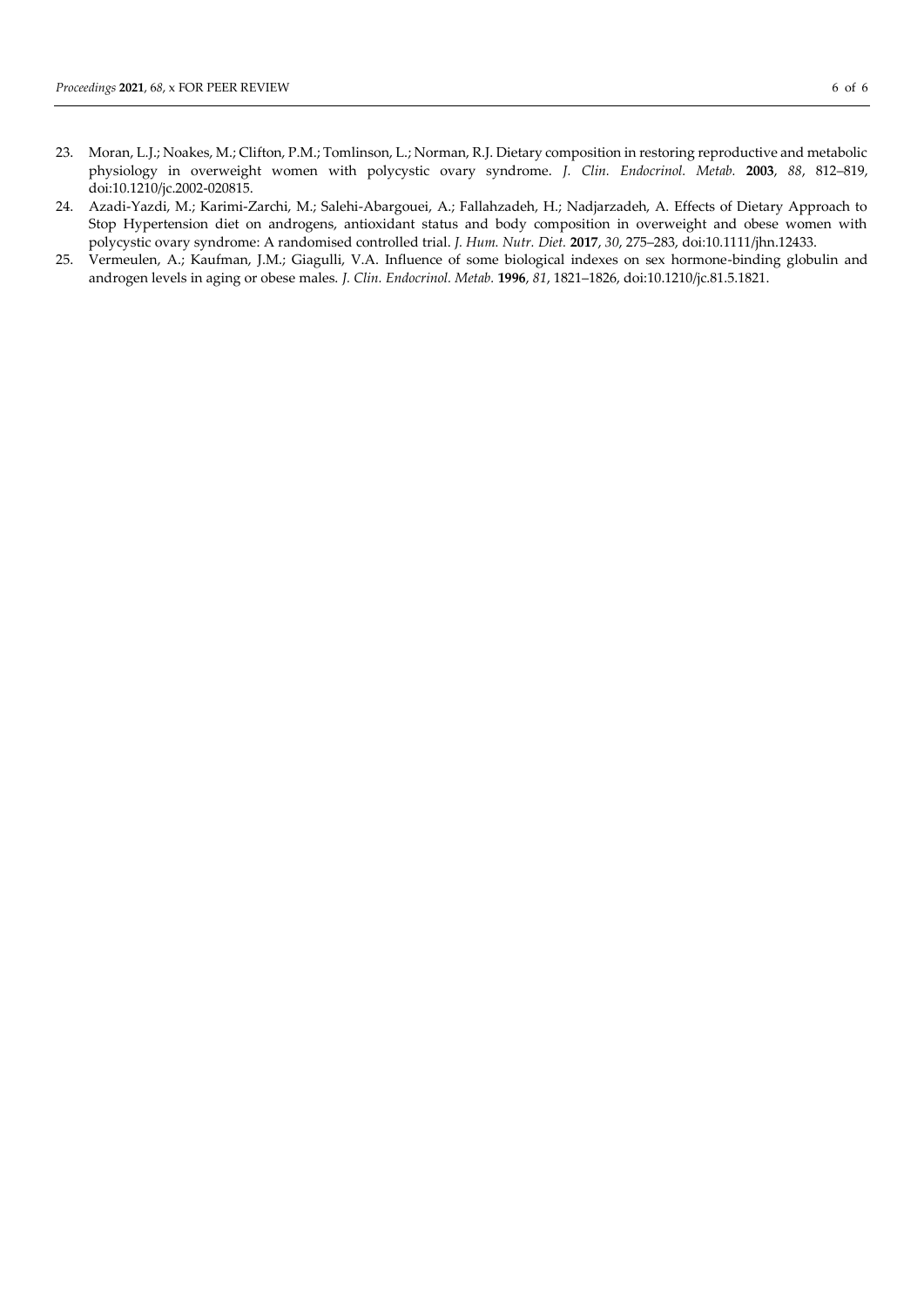23. Moran, L.J.; Noakes, M.; Clifton, P.M.; Tomlinson, L.; Norman, R.J. Dietary composition in restoring reproductive and metabolic physiology in overweight women with polycystic ovary syndrome. *J. Clin. Endocrinol. Metab.* **2003**, *88*, 812–819, doi:10.1210/jc.2002-020815.
24. Azadi-Yazdi, M.; Karimi-Zarchi, M.; Salehi-Abargouei, A.; Fallahzadeh, H.; Nadjarzadeh, A. Effects of Dietary Approach to Stop Hypertension diet on androgens, antioxidant status and body composition in overweight and obese women with polycystic ovary syndrome: A randomised controlled trial. *J. Hum. Nutr. Diet.* **2017**, *30*, 275–283, doi:10.1111/jhn.12433.
25. Vermeulen, A.; Kaufman, J.M.; Giagulli, V.A. Influence of some biological indexes on sex hormone-binding globulin and androgen levels in aging or obese males. *J. Clin. Endocrinol. Metab.* **1996**, *81*, 1821–1826, doi:10.1210/jc.81.5.1821.